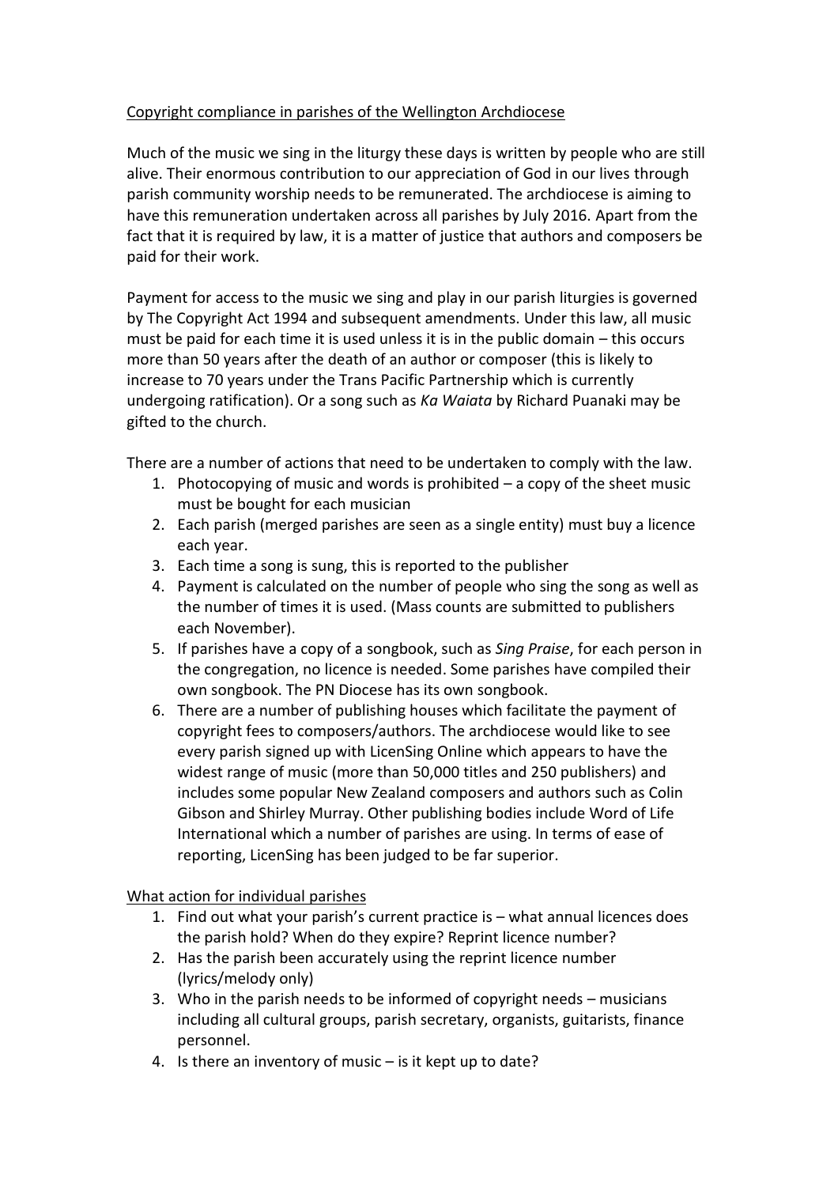<u>Copyright compliance in parishes of the Wellington Archdiocese</u>

Much of the music we sing in the liturgy these days is written by people who are still alive. Their enormous contribution to our appreciation of God in our lives through parish community worship needs to be remunerated. The archdiocese is aiming to have this remuneration undertaken across all parishes by July 2016. Apart from the fact that it is required by law, it is a matter of justice that authors and composers be paid for their work.

Payment for access to the music we sing and play in our parish liturgies is governed by The Copyright Act 1994 and subsequent amendments. Under this law, all music must be paid for each time it is used unless it is in the public domain – this occurs more than 50 years after the death of an author or composer (this is likely to increase to 70 years under the Trans Pacific Partnership which is currently undergoing ratification). Or a song such as *Ka Waiata* by Richard Puanaki may be gifted to the church.

There are a number of actions that need to be undertaken to comply with the law.

1. Photocopying of music and words is prohibited – a copy of the sheet music must be bought for each musician
2. Each parish (merged parishes are seen as a single entity) must buy a licence each year.
3. Each time a song is sung, this is reported to the publisher
4. Payment is calculated on the number of people who sing the song as well as the number of times it is used. (Mass counts are submitted to publishers each November).
5. If parishes have a copy of a songbook, such as *Sing Praise*, for each person in the congregation, no licence is needed. Some parishes have compiled their own songbook. The PN Diocese has its own songbook.
6. There are a number of publishing houses which facilitate the payment of copyright fees to composers/authors. The archdiocese would like to see every parish signed up with LicenSing Online which appears to have the widest range of music (more than 50,000 titles and 250 publishers) and includes some popular New Zealand composers and authors such as Colin Gibson and Shirley Murray. Other publishing bodies include Word of Life International which a number of parishes are using. In terms of ease of reporting, LicenSing has been judged to be far superior.

<u>What action for individual parishes</u>

1. Find out what your parish's current practice is – what annual licences does the parish hold? When do they expire? Reprint licence number?
2. Has the parish been accurately using the reprint licence number (lyrics/melody only)
3. Who in the parish needs to be informed of copyright needs – musicians including all cultural groups, parish secretary, organists, guitarists, finance personnel.
4. Is there an inventory of music – is it kept up to date?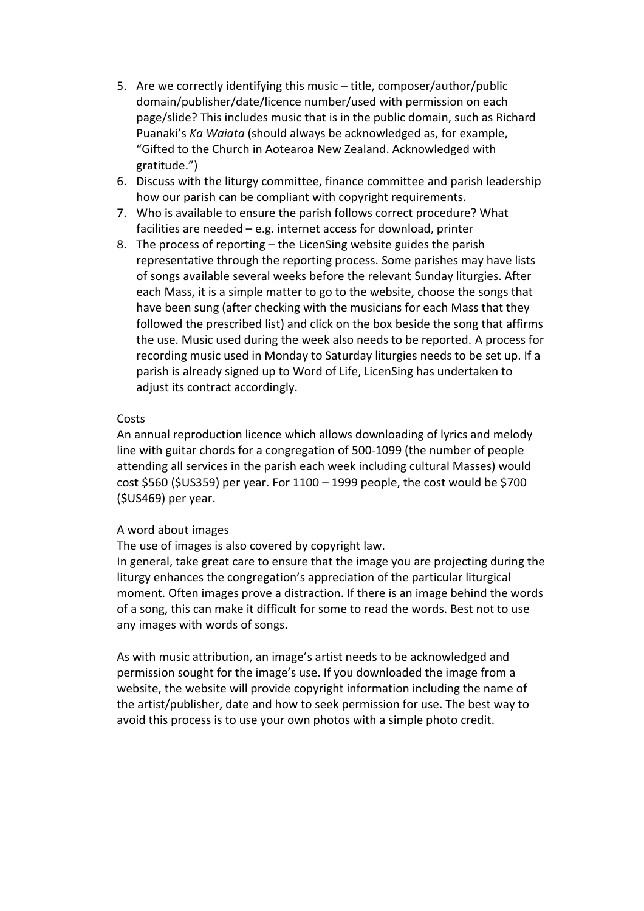5. Are we correctly identifying this music – title, composer/author/public domain/publisher/date/licence number/used with permission on each page/slide? This includes music that is in the public domain, such as Richard Puanaki's *Ka Waiata* (should always be acknowledged as, for example, "Gifted to the Church in Aotearoa New Zealand. Acknowledged with gratitude.")
6. Discuss with the liturgy committee, finance committee and parish leadership how our parish can be compliant with copyright requirements.
7. Who is available to ensure the parish follows correct procedure? What facilities are needed – e.g. internet access for download, printer
8. The process of reporting – the LicenSing website guides the parish representative through the reporting process. Some parishes may have lists of songs available several weeks before the relevant Sunday liturgies. After each Mass, it is a simple matter to go to the website, choose the songs that have been sung (after checking with the musicians for each Mass that they followed the prescribed list) and click on the box beside the song that affirms the use. Music used during the week also needs to be reported. A process for recording music used in Monday to Saturday liturgies needs to be set up. If a parish is already signed up to Word of Life, LicenSing has undertaken to adjust its contract accordingly.

<u>Costs</u>

An annual reproduction licence which allows downloading of lyrics and melody line with guitar chords for a congregation of 500-1099 (the number of people attending all services in the parish each week including cultural Masses) would cost $560 ($US359) per year. For 1100 – 1999 people, the cost would be $700 ($US469) per year.

<u>A word about images</u>

The use of images is also covered by copyright law.

In general, take great care to ensure that the image you are projecting during the liturgy enhances the congregation's appreciation of the particular liturgical moment. Often images prove a distraction. If there is an image behind the words of a song, this can make it difficult for some to read the words. Best not to use any images with words of songs.

As with music attribution, an image's artist needs to be acknowledged and permission sought for the image's use. If you downloaded the image from a website, the website will provide copyright information including the name of the artist/publisher, date and how to seek permission for use. The best way to avoid this process is to use your own photos with a simple photo credit.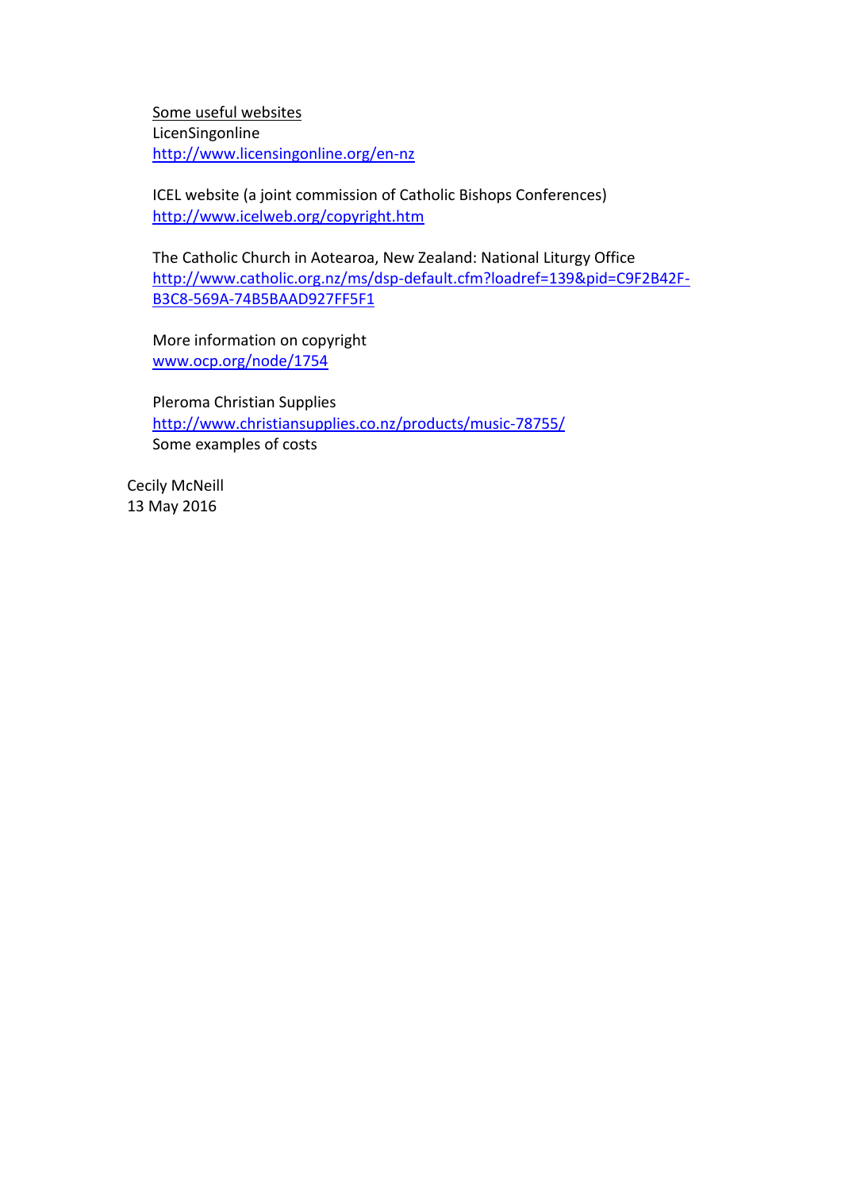Some useful websites

LicenSingonline
http://www.licensingonline.org/en-nz

ICEL website (a joint commission of Catholic Bishops Conferences)
http://www.icelweb.org/copyright.htm

The Catholic Church in Aotearoa, New Zealand: National Liturgy Office
http://www.catholic.org.nz/ms/dsp-default.cfm?loadref=139&pid=C9F2B42F-B3C8-569A-74B5BAAD927FF5F1

More information on copyright
www.ocp.org/node/1754

Pleroma Christian Supplies
http://www.christiansupplies.co.nz/products/music-78755/
Some examples of costs

Cecily McNeill
13 May 2016